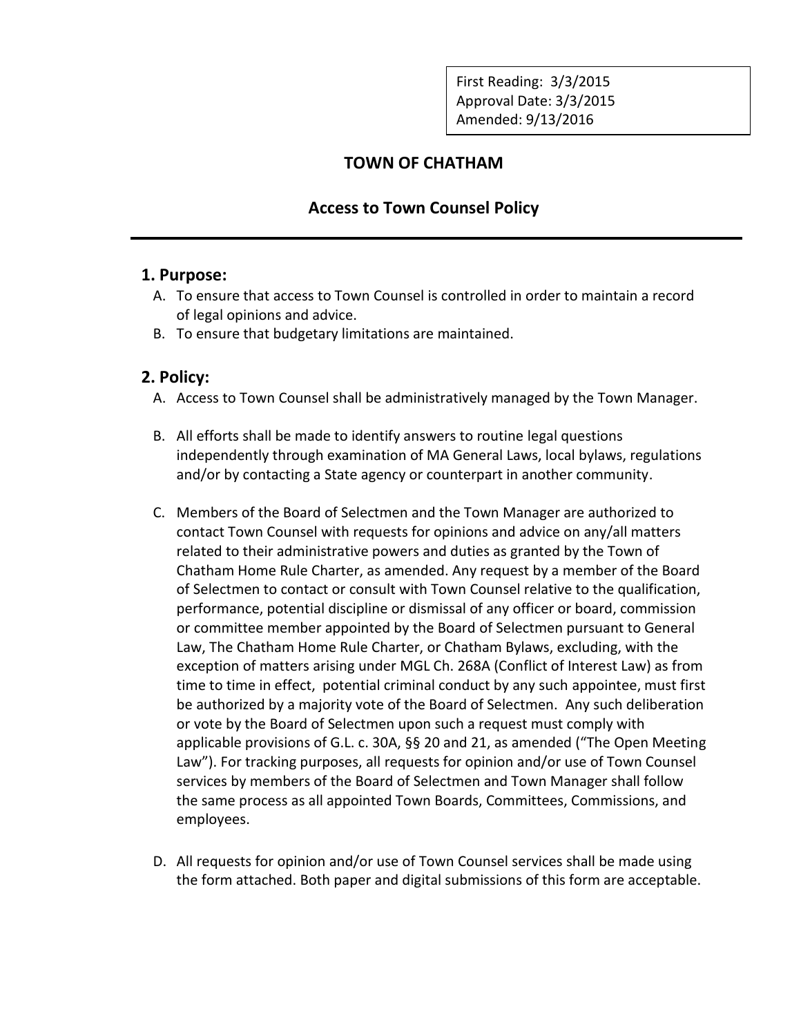First Reading: 3/3/2015
Approval Date: 3/3/2015
Amended: 9/13/2016

# TOWN OF CHATHAM

## Access to Town Counsel Policy

---

### 1. Purpose:

A. To ensure that access to Town Counsel is controlled in order to maintain a record of legal opinions and advice.

B. To ensure that budgetary limitations are maintained.

### 2. Policy:

A. Access to Town Counsel shall be administratively managed by the Town Manager.

B. All efforts shall be made to identify answers to routine legal questions independently through examination of MA General Laws, local bylaws, regulations and/or by contacting a State agency or counterpart in another community.

C. Members of the Board of Selectmen and the Town Manager are authorized to contact Town Counsel with requests for opinions and advice on any/all matters related to their administrative powers and duties as granted by the Town of Chatham Home Rule Charter, as amended. Any request by a member of the Board of Selectmen to contact or consult with Town Counsel relative to the qualification, performance, potential discipline or dismissal of any officer or board, commission or committee member appointed by the Board of Selectmen pursuant to General Law, The Chatham Home Rule Charter, or Chatham Bylaws, excluding, with the exception of matters arising under MGL Ch. 268A (Conflict of Interest Law) as from time to time in effect, potential criminal conduct by any such appointee, must first be authorized by a majority vote of the Board of Selectmen. Any such deliberation or vote by the Board of Selectmen upon such a request must comply with applicable provisions of G.L. c. 30A, §§ 20 and 21, as amended ("The Open Meeting Law"). For tracking purposes, all requests for opinion and/or use of Town Counsel services by members of the Board of Selectmen and Town Manager shall follow the same process as all appointed Town Boards, Committees, Commissions, and employees.

D. All requests for opinion and/or use of Town Counsel services shall be made using the form attached. Both paper and digital submissions of this form are acceptable.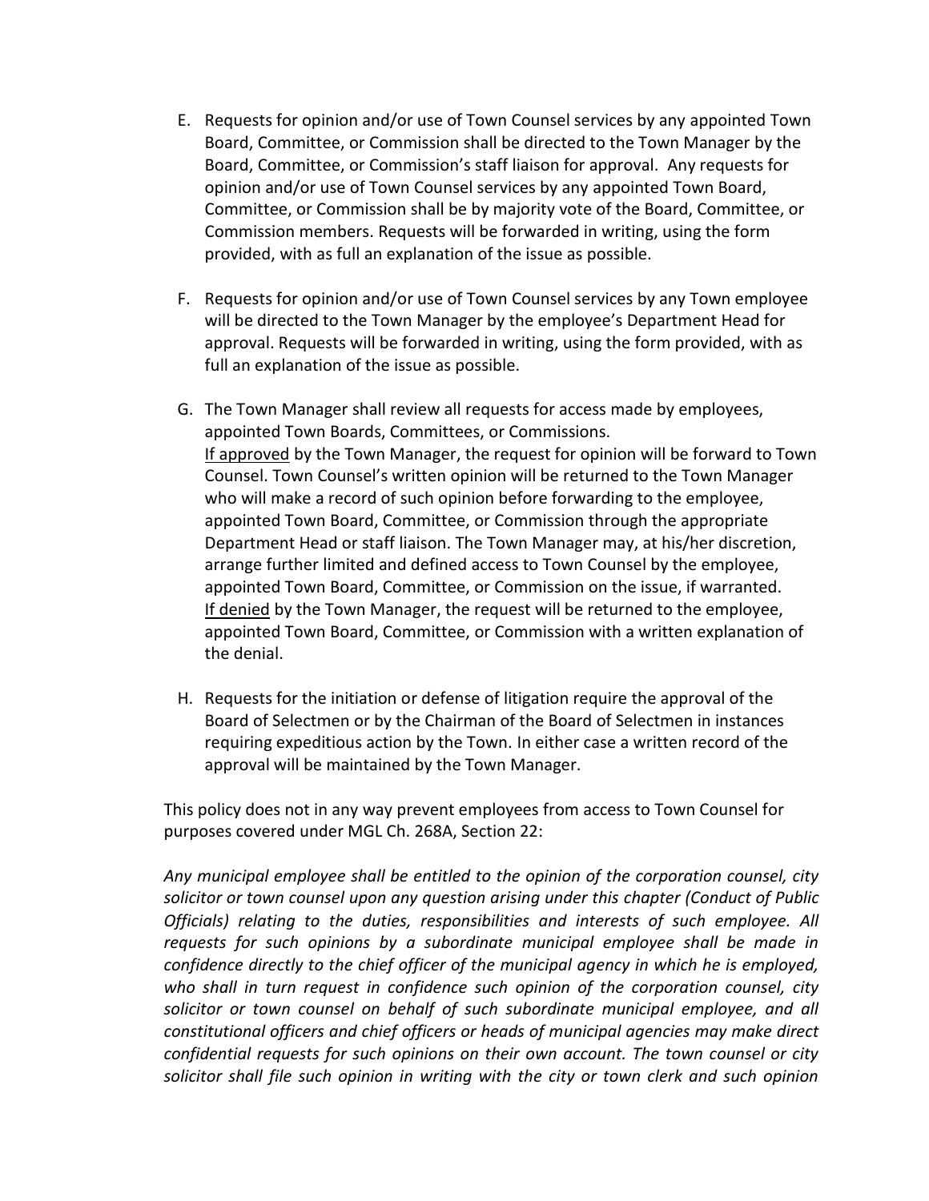E. Requests for opinion and/or use of Town Counsel services by any appointed Town Board, Committee, or Commission shall be directed to the Town Manager by the Board, Committee, or Commission's staff liaison for approval. Any requests for opinion and/or use of Town Counsel services by any appointed Town Board, Committee, or Commission shall be by majority vote of the Board, Committee, or Commission members. Requests will be forwarded in writing, using the form provided, with as full an explanation of the issue as possible.

F. Requests for opinion and/or use of Town Counsel services by any Town employee will be directed to the Town Manager by the employee's Department Head for approval. Requests will be forwarded in writing, using the form provided, with as full an explanation of the issue as possible.

G. The Town Manager shall review all requests for access made by employees, appointed Town Boards, Committees, or Commissions.
<u>If approved</u> by the Town Manager, the request for opinion will be forward to Town Counsel. Town Counsel's written opinion will be returned to the Town Manager who will make a record of such opinion before forwarding to the employee, appointed Town Board, Committee, or Commission through the appropriate Department Head or staff liaison. The Town Manager may, at his/her discretion, arrange further limited and defined access to Town Counsel by the employee, appointed Town Board, Committee, or Commission on the issue, if warranted.
<u>If denied</u> by the Town Manager, the request will be returned to the employee, appointed Town Board, Committee, or Commission with a written explanation of the denial.

H. Requests for the initiation or defense of litigation require the approval of the Board of Selectmen or by the Chairman of the Board of Selectmen in instances requiring expeditious action by the Town. In either case a written record of the approval will be maintained by the Town Manager.

This policy does not in any way prevent employees from access to Town Counsel for purposes covered under MGL Ch. 268A, Section 22:

*Any municipal employee shall be entitled to the opinion of the corporation counsel, city solicitor or town counsel upon any question arising under this chapter (Conduct of Public Officials) relating to the duties, responsibilities and interests of such employee. All requests for such opinions by a subordinate municipal employee shall be made in confidence directly to the chief officer of the municipal agency in which he is employed, who shall in turn request in confidence such opinion of the corporation counsel, city solicitor or town counsel on behalf of such subordinate municipal employee, and all constitutional officers and chief officers or heads of municipal agencies may make direct confidential requests for such opinions on their own account. The town counsel or city solicitor shall file such opinion in writing with the city or town clerk and such opinion*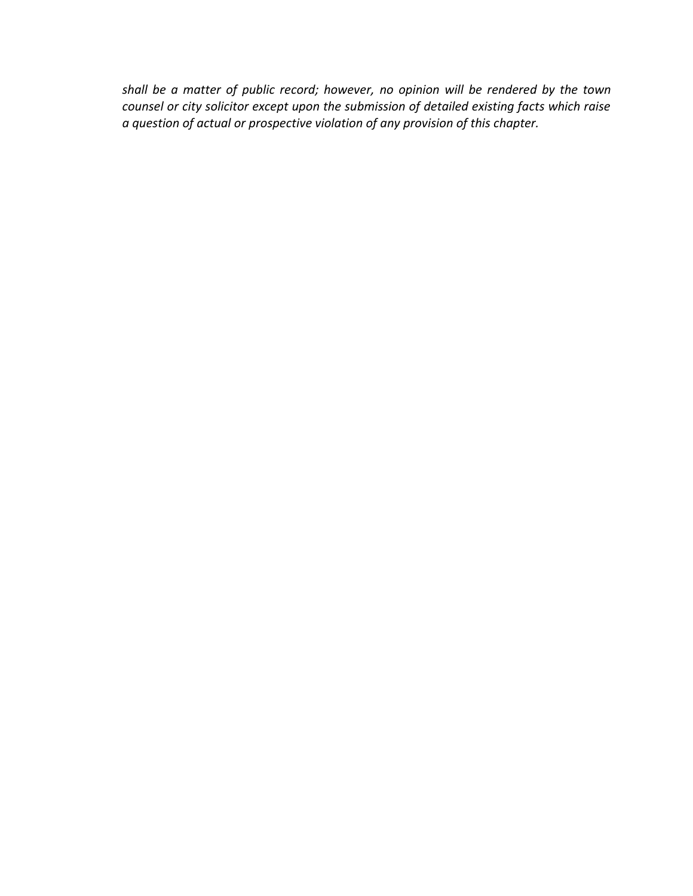*shall be a matter of public record; however, no opinion will be rendered by the town counsel or city solicitor except upon the submission of detailed existing facts which raise a question of actual or prospective violation of any provision of this chapter.*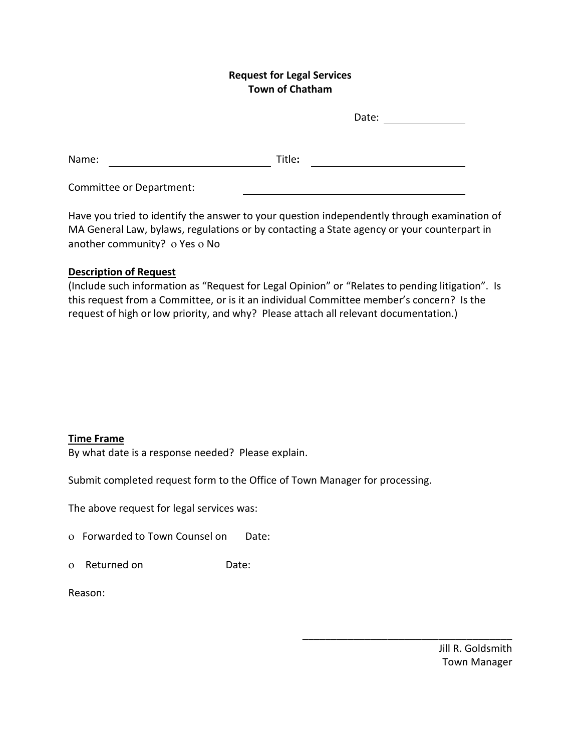**Request for Legal Services**
**Town of Chatham**

Date: ______________

Name: ____________________________ Title**:** ____________________________

Committee or Department: ______________________________________

Have you tried to identify the answer to your question independently through examination of MA General Law, bylaws, regulations or by contacting a State agency or your counterpart in another community? ο Yes ο No

**Description of Request**

(Include such information as "Request for Legal Opinion" or "Relates to pending litigation". Is this request from a Committee, or is it an individual Committee member's concern? Is the request of high or low priority, and why? Please attach all relevant documentation.)

**Time Frame**

By what date is a response needed? Please explain.

Submit completed request form to the Office of Town Manager for processing.

The above request for legal services was:

ο Forwarded to Town Counsel on Date:

ο Returned on Date:

Reason:

______________________________________

Jill R. Goldsmith
Town Manager